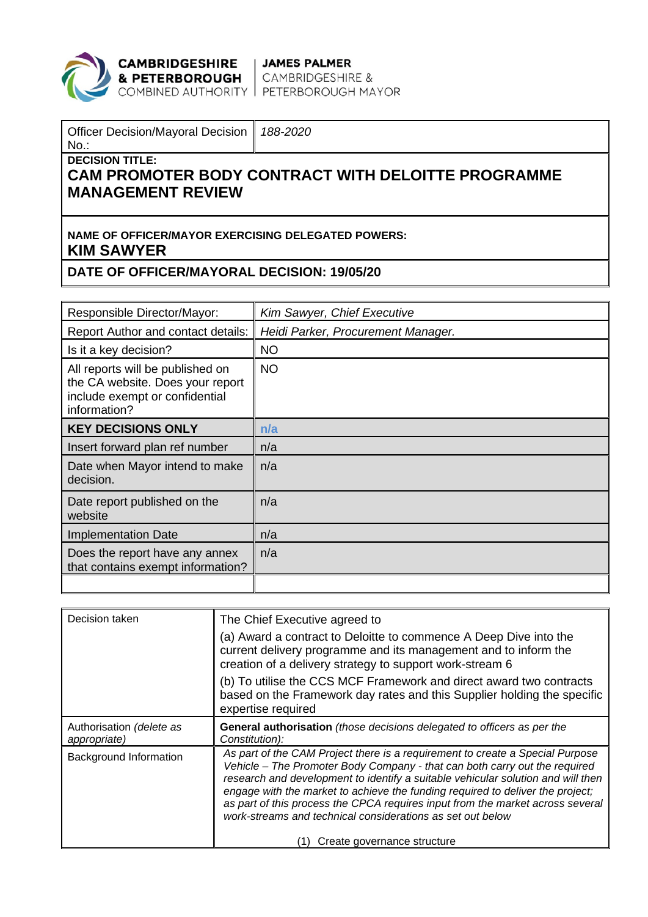**CAMBRIDGESHIRE & PETERBOROUGH** COMBINED AUTHORITY | **JAMES PALMER** CAMBRIDGESHIRE & PETERBOROUGH MAYOR

| Officer Decision/Mayoral Decision No.: | *188-2020* |
|---|---|
| **DECISION TITLE:** **CAM PROMOTER BODY CONTRACT WITH DELOITTE PROGRAMME MANAGEMENT REVIEW** | |
| **NAME OF OFFICER/MAYOR EXERCISING DELEGATED POWERS:** **KIM SAWYER** | |
| **DATE OF OFFICER/MAYORAL DECISION: 19/05/20** | |

| Responsible Director/Mayor: | *Kim Sawyer, Chief Executive* |
|---|---|
| Report Author and contact details: | *Heidi Parker, Procurement Manager.* |
| Is it a key decision? | NO |
| All reports will be published on the CA website. Does your report include exempt or confidential information? | NO |
| **KEY DECISIONS ONLY** | **n/a** |
| Insert forward plan ref number | n/a |
| Date when Mayor intend to make decision. | n/a |
| Date report published on the website | n/a |
| Implementation Date | n/a |
| Does the report have any annex that contains exempt information? | n/a |
| | |

| Decision taken | The Chief Executive agreed to<br>(a) Award a contract to Deloitte to commence A Deep Dive into the current delivery programme and its management and to inform the creation of a delivery strategy to support work-stream 6<br>(b) To utilise the CCS MCF Framework and direct award two contracts based on the Framework day rates and this Supplier holding the specific expertise required |
|---|---|
| Authorisation *(delete as appropriate)* | **General authorisation** *(those decisions delegated to officers as per the Constitution):* |
| Background Information | *As part of the CAM Project there is a requirement to create a Special Purpose Vehicle – The Promoter Body Company - that can both carry out the required research and development to identify a suitable vehicular solution and will then engage with the market to achieve the funding required to deliver the project; as part of this process the CPCA requires input from the market across several work-streams and technical considerations as set out below*<br>(1) Create governance structure |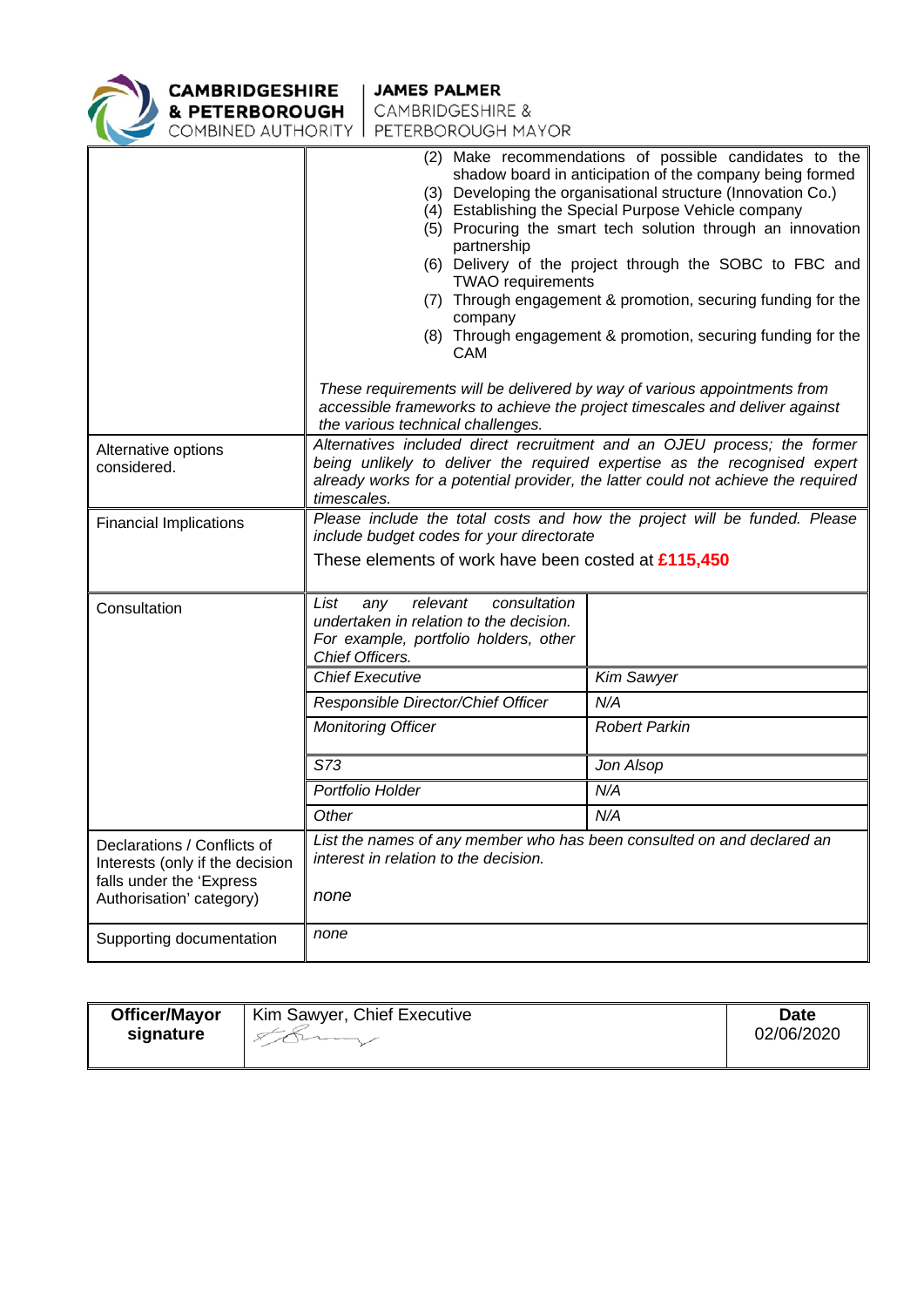| | | |
|---|---|---|
| | (2) Make recommendations of possible candidates to the shadow board in anticipation of the company being formed<br>(3) Developing the organisational structure (Innovation Co.)<br>(4) Establishing the Special Purpose Vehicle company<br>(5) Procuring the smart tech solution through an innovation partnership<br>(6) Delivery of the project through the SOBC to FBC and TWAO requirements<br>(7) Through engagement & promotion, securing funding for the company<br>(8) Through engagement & promotion, securing funding for the CAM<br><br>*These requirements will be delivered by way of various appointments from accessible frameworks to achieve the project timescales and deliver against the various technical challenges.* | |
| Alternative options considered. | *Alternatives included direct recruitment and an OJEU process; the former being unlikely to deliver the required expertise as the recognised expert already works for a potential provider, the latter could not achieve the required timescales.* | |
| Financial Implications | *Please include the total costs and how the project will be funded. Please include budget codes for your directorate*<br>These elements of work have been costed at **£115,450** | |
| Consultation | *List any relevant consultation undertaken in relation to the decision. For example, portfolio holders, other Chief Officers.* | |
| | *Chief Executive* | *Kim Sawyer* |
| | *Responsible Director/Chief Officer* | *N/A* |
| | *Monitoring Officer* | *Robert Parkin* |
| | *S73* | *Jon Alsop* |
| | *Portfolio Holder* | *N/A* |
| | *Other* | *N/A* |
| Declarations / Conflicts of Interests (only if the decision falls under the 'Express Authorisation' category) | *List the names of any member who has been consulted on and declared an interest in relation to the decision.*<br><br>*none* | |
| Supporting documentation | *none* | |

| | | |
|---|---|---|
| **Officer/Mayor signature** | Kim Sawyer, Chief Executive | **Date**<br>02/06/2020 |